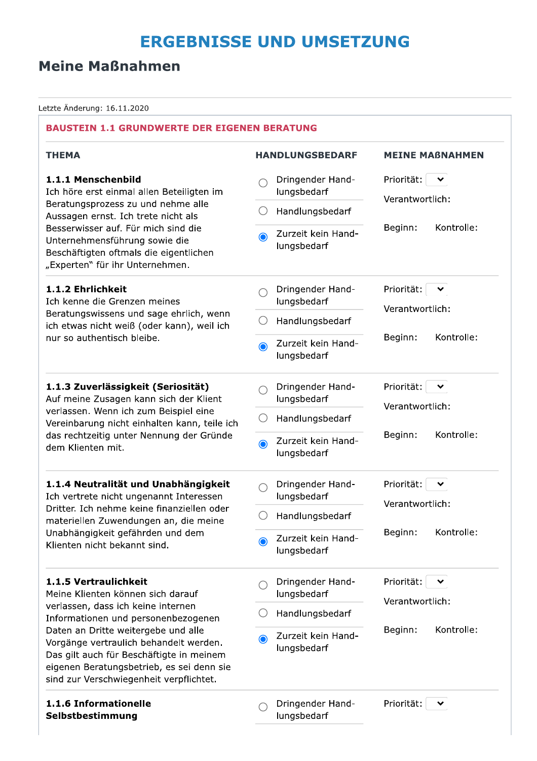# ERGEBNISSE UND UMSETZUNG

## Meine Maßnahmen

Letzte Änderung: 16.11.2020

### BAUSTEIN 1.1 GRUNDWERTE DER EIGENEN BERATUNG

| THEMA | HANDLUNGSBEDARF | MEINE MAẞNAHMEN |
|---|---|---|
| **1.1.1 Menschenbild**<br>Ich höre erst einmal allen Beteiligten im Beratungsprozess zu und nehme alle Aussagen ernst. Ich trete nicht als Besserwisser auf. Für mich sind die Unternehmensführung sowie die Beschäftigten oftmals die eigentlichen „Experten" für ihr Unternehmen. | ○ Dringender Handlungsbedarf<br>○ Handlungsbedarf<br>◉ Zurzeit kein Handlungsbedarf | Priorität:<br>Verantwortlich:<br>Beginn: Kontrolle: |
| **1.1.2 Ehrlichkeit**<br>Ich kenne die Grenzen meines Beratungswissens und sage ehrlich, wenn ich etwas nicht weiß (oder kann), weil ich nur so authentisch bleibe. | ○ Dringender Handlungsbedarf<br>○ Handlungsbedarf<br>◉ Zurzeit kein Handlungsbedarf | Priorität:<br>Verantwortlich:<br>Beginn: Kontrolle: |
| **1.1.3 Zuverlässigkeit (Seriosität)**<br>Auf meine Zusagen kann sich der Klient verlassen. Wenn ich zum Beispiel eine Vereinbarung nicht einhalten kann, teile ich das rechtzeitig unter Nennung der Gründe dem Klienten mit. | ○ Dringender Handlungsbedarf<br>○ Handlungsbedarf<br>◉ Zurzeit kein Handlungsbedarf | Priorität:<br>Verantwortlich:<br>Beginn: Kontrolle: |
| **1.1.4 Neutralität und Unabhängigkeit**<br>Ich vertrete nicht ungenannt Interessen Dritter. Ich nehme keine finanziellen oder materiellen Zuwendungen an, die meine Unabhängigkeit gefährden und dem Klienten nicht bekannt sind. | ○ Dringender Handlungsbedarf<br>○ Handlungsbedarf<br>◉ Zurzeit kein Handlungsbedarf | Priorität:<br>Verantwortlich:<br>Beginn: Kontrolle: |
| **1.1.5 Vertraulichkeit**<br>Meine Klienten können sich darauf verlassen, dass ich keine internen Informationen und personenbezogenen Daten an Dritte weitergebe und alle Vorgänge vertraulich behandelt werden. Das gilt auch für Beschäftigte in meinem eigenen Beratungsbetrieb, es sei denn sie sind zur Verschwiegenheit verpflichtet. | ○ Dringender Handlungsbedarf<br>○ Handlungsbedarf<br>◉ Zurzeit kein Handlungsbedarf | Priorität:<br>Verantwortlich:<br>Beginn: Kontrolle: |
| **1.1.6 Informationelle Selbstbestimmung** | ○ Dringender Handlungsbedarf | Priorität: |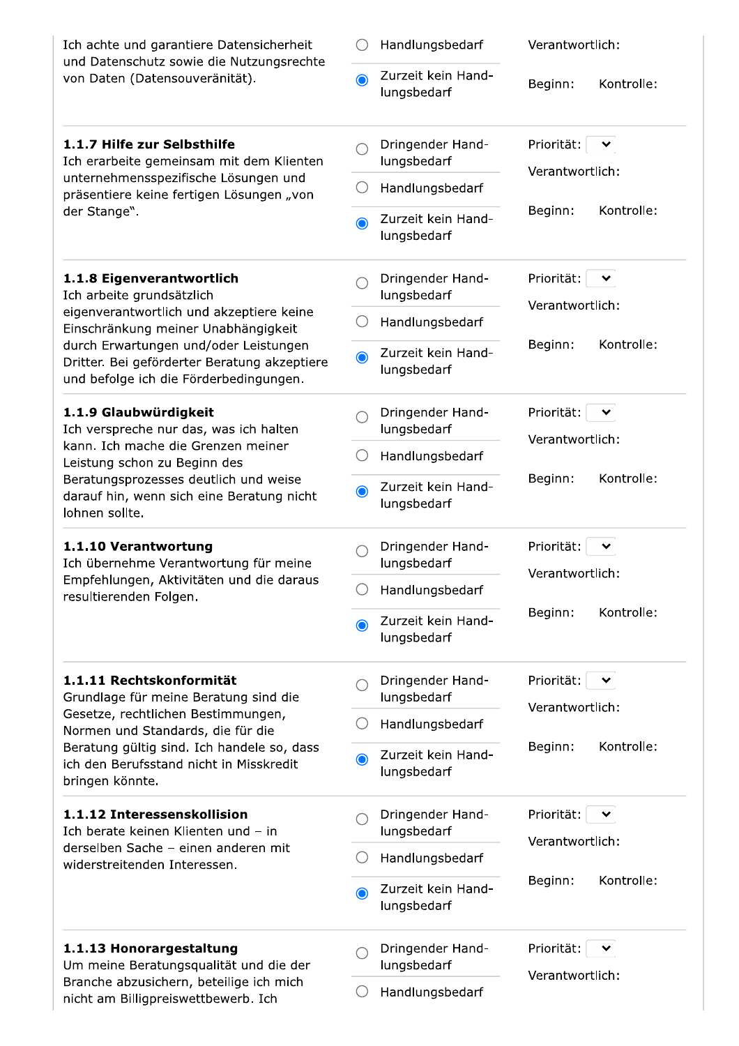| Anforderung | Handlungsbedarf | Maßnahmen |
|---|---|---|
| Ich achte und garantiere Datensicherheit und Datenschutz sowie die Nutzungsrechte von Daten (Datensouveränität). | ○ Handlungsbedarf<br>◉ Zurzeit kein Handlungsbedarf | Verantwortlich:<br>Beginn: Kontrolle: |
| **1.1.7 Hilfe zur Selbsthilfe**<br>Ich erarbeite gemeinsam mit dem Klienten unternehmensspezifische Lösungen und präsentiere keine fertigen Lösungen „von der Stange". | ○ Dringender Handlungsbedarf<br>○ Handlungsbedarf<br>◉ Zurzeit kein Handlungsbedarf | Priorität:<br>Verantwortlich:<br>Beginn: Kontrolle: |
| **1.1.8 Eigenverantwortlich**<br>Ich arbeite grundsätzlich eigenverantwortlich und akzeptiere keine Einschränkung meiner Unabhängigkeit durch Erwartungen und/oder Leistungen Dritter. Bei geförderter Beratung akzeptiere und befolge ich die Förderbedingungen. | ○ Dringender Handlungsbedarf<br>○ Handlungsbedarf<br>◉ Zurzeit kein Handlungsbedarf | Priorität:<br>Verantwortlich:<br>Beginn: Kontrolle: |
| **1.1.9 Glaubwürdigkeit**<br>Ich verspreche nur das, was ich halten kann. Ich mache die Grenzen meiner Leistung schon zu Beginn des Beratungsprozesses deutlich und weise darauf hin, wenn sich eine Beratung nicht lohnen sollte. | ○ Dringender Handlungsbedarf<br>○ Handlungsbedarf<br>◉ Zurzeit kein Handlungsbedarf | Priorität:<br>Verantwortlich:<br>Beginn: Kontrolle: |
| **1.1.10 Verantwortung**<br>Ich übernehme Verantwortung für meine Empfehlungen, Aktivitäten und die daraus resultierenden Folgen. | ○ Dringender Handlungsbedarf<br>○ Handlungsbedarf<br>◉ Zurzeit kein Handlungsbedarf | Priorität:<br>Verantwortlich:<br>Beginn: Kontrolle: |
| **1.1.11 Rechtskonformität**<br>Grundlage für meine Beratung sind die Gesetze, rechtlichen Bestimmungen, Normen und Standards, die für die Beratung gültig sind. Ich handele so, dass ich den Berufsstand nicht in Misskredit bringen könnte. | ○ Dringender Handlungsbedarf<br>○ Handlungsbedarf<br>◉ Zurzeit kein Handlungsbedarf | Priorität:<br>Verantwortlich:<br>Beginn: Kontrolle: |
| **1.1.12 Interessenskollision**<br>Ich berate keinen Klienten und – in derselben Sache – einen anderen mit widerstreitenden Interessen. | ○ Dringender Handlungsbedarf<br>○ Handlungsbedarf<br>◉ Zurzeit kein Handlungsbedarf | Priorität:<br>Verantwortlich:<br>Beginn: Kontrolle: |
| **1.1.13 Honorargestaltung**<br>Um meine Beratungsqualität und die der Branche abzusichern, beteilige ich mich nicht am Billigpreiswettbewerb. Ich | ○ Dringender Handlungsbedarf<br>○ Handlungsbedarf | Priorität:<br>Verantwortlich: |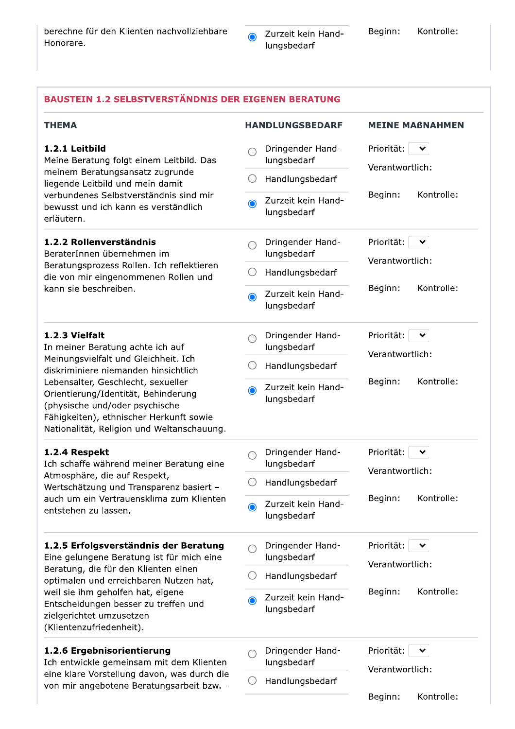| | | |
|---|---|---|
| berechne für den Klienten nachvollziehbare Honorare. | ◉ Zurzeit kein Handlungsbedarf | Beginn: Kontrolle: |

## BAUSTEIN 1.2 SELBSTVERSTÄNDNIS DER EIGENEN BERATUNG

| THEMA | HANDLUNGSBEDARF | MEINE MAßNAHMEN |
|---|---|---|
| **1.2.1 Leitbild**<br>Meine Beratung folgt einem Leitbild. Das meinem Beratungsansatz zugrunde liegende Leitbild und mein damit verbundenes Selbstverständnis sind mir bewusst und ich kann es verständlich erläutern. | ○ Dringender Handlungsbedarf<br>○ Handlungsbedarf<br>◉ Zurzeit kein Handlungsbedarf | Priorität:<br>Verantwortlich:<br>Beginn: Kontrolle: |
| **1.2.2 Rollenverständnis**<br>BeraterInnen übernehmen im Beratungsprozess Rollen. Ich reflektieren die von mir eingenommenen Rollen und kann sie beschreiben. | ○ Dringender Handlungsbedarf<br>○ Handlungsbedarf<br>◉ Zurzeit kein Handlungsbedarf | Priorität:<br>Verantwortlich:<br>Beginn: Kontrolle: |
| **1.2.3 Vielfalt**<br>In meiner Beratung achte ich auf Meinungsvielfalt und Gleichheit. Ich diskriminiere niemanden hinsichtlich Lebensalter, Geschlecht, sexueller Orientierung/Identität, Behinderung (physische und/oder psychische Fähigkeiten), ethnischer Herkunft sowie Nationalität, Religion und Weltanschauung. | ○ Dringender Handlungsbedarf<br>○ Handlungsbedarf<br>◉ Zurzeit kein Handlungsbedarf | Priorität:<br>Verantwortlich:<br>Beginn: Kontrolle: |
| **1.2.4 Respekt**<br>Ich schaffe während meiner Beratung eine Atmosphäre, die auf Respekt, Wertschätzung und Transparenz basiert – auch um ein Vertrauensklima zum Klienten entstehen zu lassen. | ○ Dringender Handlungsbedarf<br>○ Handlungsbedarf<br>◉ Zurzeit kein Handlungsbedarf | Priorität:<br>Verantwortlich:<br>Beginn: Kontrolle: |
| **1.2.5 Erfolgsverständnis der Beratung**<br>Eine gelungene Beratung ist für mich eine Beratung, die für den Klienten einen optimalen und erreichbaren Nutzen hat, weil sie ihm geholfen hat, eigene Entscheidungen besser zu treffen und zielgerichtet umzusetzen (Klientenzufriedenheit). | ○ Dringender Handlungsbedarf<br>○ Handlungsbedarf<br>◉ Zurzeit kein Handlungsbedarf | Priorität:<br>Verantwortlich:<br>Beginn: Kontrolle: |
| **1.2.6 Ergebnisorientierung**<br>Ich entwickle gemeinsam mit dem Klienten eine klare Vorstellung davon, was durch die von mir angebotene Beratungsarbeit bzw. - | ○ Dringender Handlungsbedarf<br>○ Handlungsbedarf | Priorität:<br>Verantwortlich:<br>Beginn: Kontrolle: |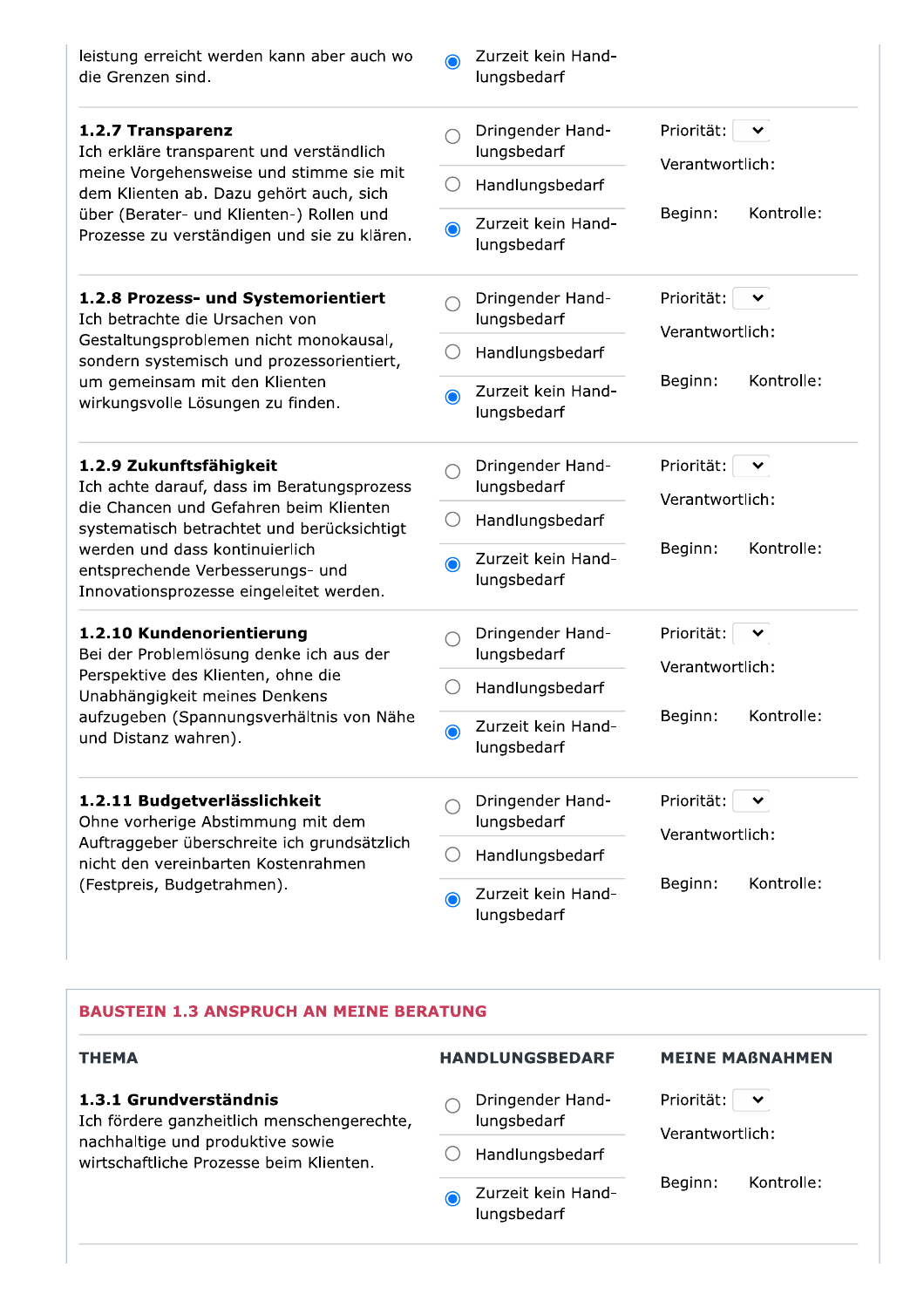leistung erreicht werden kann aber auch wo die Grenzen sind.

- ◉ Zurzeit kein Handlungsbedarf

---

**1.2.7 Transparenz**
Ich erkläre transparent und verständlich meine Vorgehensweise und stimme sie mit dem Klienten ab. Dazu gehört auch, sich über (Berater- und Klienten-) Rollen und Prozesse zu verständigen und sie zu klären.

- ○ Dringender Handlungsbedarf
- ○ Handlungsbedarf
- ◉ Zurzeit kein Handlungsbedarf

Priorität:
Verantwortlich:
Beginn: Kontrolle:

---

**1.2.8 Prozess- und Systemorientiert**
Ich betrachte die Ursachen von Gestaltungsproblemen nicht monokausal, sondern systemisch und prozessorientiert, um gemeinsam mit den Klienten wirkungsvolle Lösungen zu finden.

- ○ Dringender Handlungsbedarf
- ○ Handlungsbedarf
- ◉ Zurzeit kein Handlungsbedarf

Priorität:
Verantwortlich:
Beginn: Kontrolle:

---

**1.2.9 Zukunftsfähigkeit**
Ich achte darauf, dass im Beratungsprozess die Chancen und Gefahren beim Klienten systematisch betrachtet und berücksichtigt werden und dass kontinuierlich entsprechende Verbesserungs- und Innovationsprozesse eingeleitet werden.

- ○ Dringender Handlungsbedarf
- ○ Handlungsbedarf
- ◉ Zurzeit kein Handlungsbedarf

Priorität:
Verantwortlich:
Beginn: Kontrolle:

---

**1.2.10 Kundenorientierung**
Bei der Problemlösung denke ich aus der Perspektive des Klienten, ohne die Unabhängigkeit meines Denkens aufzugeben (Spannungsverhältnis von Nähe und Distanz wahren).

- ○ Dringender Handlungsbedarf
- ○ Handlungsbedarf
- ◉ Zurzeit kein Handlungsbedarf

Priorität:
Verantwortlich:
Beginn: Kontrolle:

---

**1.2.11 Budgetverlässlichkeit**
Ohne vorherige Abstimmung mit dem Auftraggeber überschreite ich grundsätzlich nicht den vereinbarten Kostenrahmen (Festpreis, Budgetrahmen).

- ○ Dringender Handlungsbedarf
- ○ Handlungsbedarf
- ◉ Zurzeit kein Handlungsbedarf

Priorität:
Verantwortlich:
Beginn: Kontrolle:

---

## BAUSTEIN 1.3 ANSPRUCH AN MEINE BERATUNG

**THEMA** | **HANDLUNGSBEDARF** | **MEINE MAßNAHMEN**

**1.3.1 Grundverständnis**
Ich fördere ganzheitlich menschengerechte, nachhaltige und produktive sowie wirtschaftliche Prozesse beim Klienten.

- ○ Dringender Handlungsbedarf
- ○ Handlungsbedarf
- ◉ Zurzeit kein Handlungsbedarf

Priorität:
Verantwortlich:
Beginn: Kontrolle: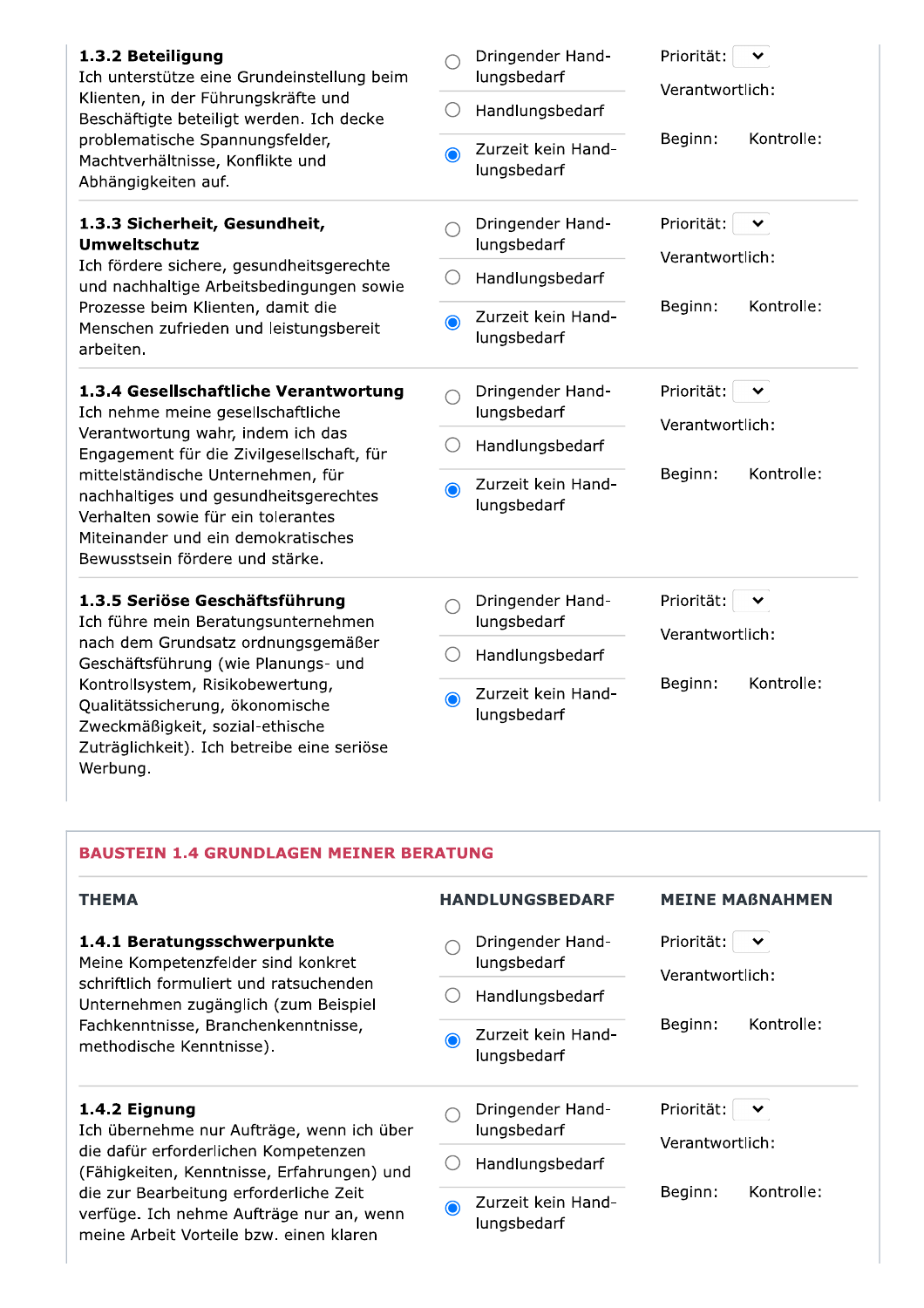| | | |
|---|---|---|
| **1.3.2 Beteiligung**<br>Ich unterstütze eine Grundeinstellung beim Klienten, in der Führungskräfte und Beschäftigte beteiligt werden. Ich decke problematische Spannungsfelder, Machtverhältnisse, Konflikte und Abhängigkeiten auf. | ○ Dringender Handlungsbedarf<br>○ Handlungsbedarf<br>◉ Zurzeit kein Handlungsbedarf | Priorität:<br>Verantwortlich:<br>Beginn: Kontrolle: |
| **1.3.3 Sicherheit, Gesundheit, Umweltschutz**<br>Ich fördere sichere, gesundheitsgerechte und nachhaltige Arbeitsbedingungen sowie Prozesse beim Klienten, damit die Menschen zufrieden und leistungsbereit arbeiten. | ○ Dringender Handlungsbedarf<br>○ Handlungsbedarf<br>◉ Zurzeit kein Handlungsbedarf | Priorität:<br>Verantwortlich:<br>Beginn: Kontrolle: |
| **1.3.4 Gesellschaftliche Verantwortung**<br>Ich nehme meine gesellschaftliche Verantwortung wahr, indem ich das Engagement für die Zivilgesellschaft, für mittelständische Unternehmen, für nachhaltiges und gesundheitsgerechtes Verhalten sowie für ein tolerantes Miteinander und ein demokratisches Bewusstsein fördere und stärke. | ○ Dringender Handlungsbedarf<br>○ Handlungsbedarf<br>◉ Zurzeit kein Handlungsbedarf | Priorität:<br>Verantwortlich:<br>Beginn: Kontrolle: |
| **1.3.5 Seriöse Geschäftsführung**<br>Ich führe mein Beratungsunternehmen nach dem Grundsatz ordnungsgemäßer Geschäftsführung (wie Planungs- und Kontrollsystem, Risikobewertung, Qualitätssicherung, ökonomische Zweckmäßigkeit, sozial-ethische Zuträglichkeit). Ich betreibe eine seriöse Werbung. | ○ Dringender Handlungsbedarf<br>○ Handlungsbedarf<br>◉ Zurzeit kein Handlungsbedarf | Priorität:<br>Verantwortlich:<br>Beginn: Kontrolle: |

## BAUSTEIN 1.4 GRUNDLAGEN MEINER BERATUNG

| THEMA | HANDLUNGSBEDARF | MEINE MAẞNAHMEN |
|---|---|---|
| **1.4.1 Beratungsschwerpunkte**<br>Meine Kompetenzfelder sind konkret schriftlich formuliert und ratsuchenden Unternehmen zugänglich (zum Beispiel Fachkenntnisse, Branchenkenntnisse, methodische Kenntnisse). | ○ Dringender Handlungsbedarf<br>○ Handlungsbedarf<br>◉ Zurzeit kein Handlungsbedarf | Priorität:<br>Verantwortlich:<br>Beginn: Kontrolle: |
| **1.4.2 Eignung**<br>Ich übernehme nur Aufträge, wenn ich über die dafür erforderlichen Kompetenzen (Fähigkeiten, Kenntnisse, Erfahrungen) und die zur Bearbeitung erforderliche Zeit verfüge. Ich nehme Aufträge nur an, wenn meine Arbeit Vorteile bzw. einen klaren | ○ Dringender Handlungsbedarf<br>○ Handlungsbedarf<br>◉ Zurzeit kein Handlungsbedarf | Priorität:<br>Verantwortlich:<br>Beginn: Kontrolle: |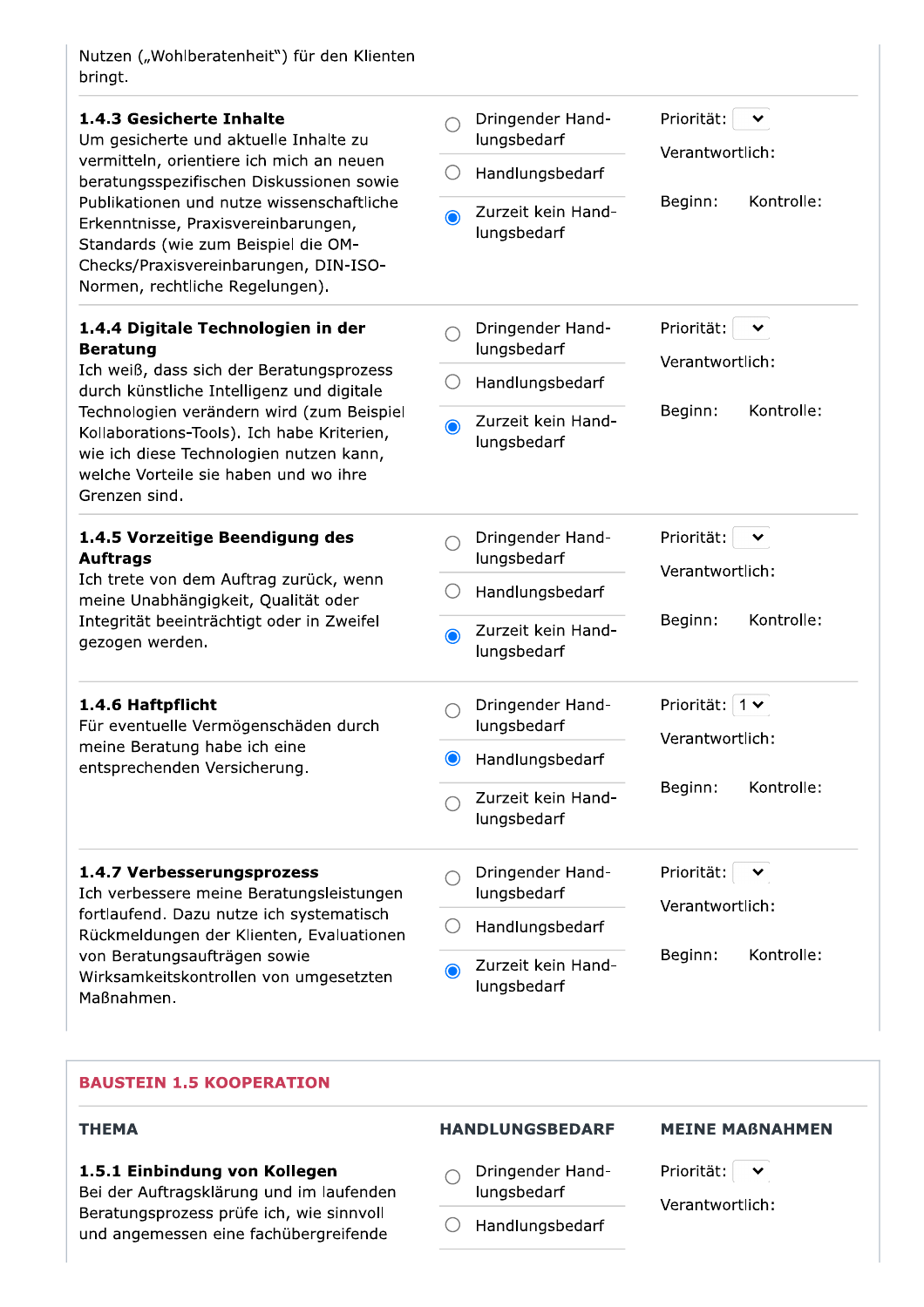Nutzen („Wohlberatenheit") für den Klienten bringt.

| Thema | Handlungsbedarf | Meine Maßnahmen |
| --- | --- | --- |
| **1.4.3 Gesicherte Inhalte**<br>Um gesicherte und aktuelle Inhalte zu vermitteln, orientiere ich mich an neuen beratungsspezifischen Diskussionen sowie Publikationen und nutze wissenschaftliche Erkenntnisse, Praxisvereinbarungen, Standards (wie zum Beispiel die OM-Checks/Praxisvereinbarungen, DIN-ISO-Normen, rechtliche Regelungen). | ○ Dringender Handlungsbedarf<br>○ Handlungsbedarf<br>◉ Zurzeit kein Handlungsbedarf | Priorität:<br>Verantwortlich:<br>Beginn: Kontrolle: |
| **1.4.4 Digitale Technologien in der Beratung**<br>Ich weiß, dass sich der Beratungsprozess durch künstliche Intelligenz und digitale Technologien verändern wird (zum Beispiel Kollaborations-Tools). Ich habe Kriterien, wie ich diese Technologien nutzen kann, welche Vorteile sie haben und wo ihre Grenzen sind. | ○ Dringender Handlungsbedarf<br>○ Handlungsbedarf<br>◉ Zurzeit kein Handlungsbedarf | Priorität:<br>Verantwortlich:<br>Beginn: Kontrolle: |
| **1.4.5 Vorzeitige Beendigung des Auftrags**<br>Ich trete von dem Auftrag zurück, wenn meine Unabhängigkeit, Qualität oder Integrität beeinträchtigt oder in Zweifel gezogen werden. | ○ Dringender Handlungsbedarf<br>○ Handlungsbedarf<br>◉ Zurzeit kein Handlungsbedarf | Priorität:<br>Verantwortlich:<br>Beginn: Kontrolle: |
| **1.4.6 Haftpflicht**<br>Für eventuelle Vermögenschäden durch meine Beratung habe ich eine entsprechenden Versicherung. | ○ Dringender Handlungsbedarf<br>◉ Handlungsbedarf<br>○ Zurzeit kein Handlungsbedarf | Priorität: 1<br>Verantwortlich:<br>Beginn: Kontrolle: |
| **1.4.7 Verbesserungsprozess**<br>Ich verbessere meine Beratungsleistungen fortlaufend. Dazu nutze ich systematisch Rückmeldungen der Klienten, Evaluationen von Beratungsaufträgen sowie Wirksamkeitskontrollen von umgesetzten Maßnahmen. | ○ Dringender Handlungsbedarf<br>○ Handlungsbedarf<br>◉ Zurzeit kein Handlungsbedarf | Priorität:<br>Verantwortlich:<br>Beginn: Kontrolle: |

## BAUSTEIN 1.5 KOOPERATION

| THEMA | HANDLUNGSBEDARF | MEINE MAẞNAHMEN |
| --- | --- | --- |
| **1.5.1 Einbindung von Kollegen**<br>Bei der Auftragsklärung und im laufenden Beratungsprozess prüfe ich, wie sinnvoll und angemessen eine fachübergreifende | ○ Dringender Handlungsbedarf<br>○ Handlungsbedarf | Priorität:<br>Verantwortlich: |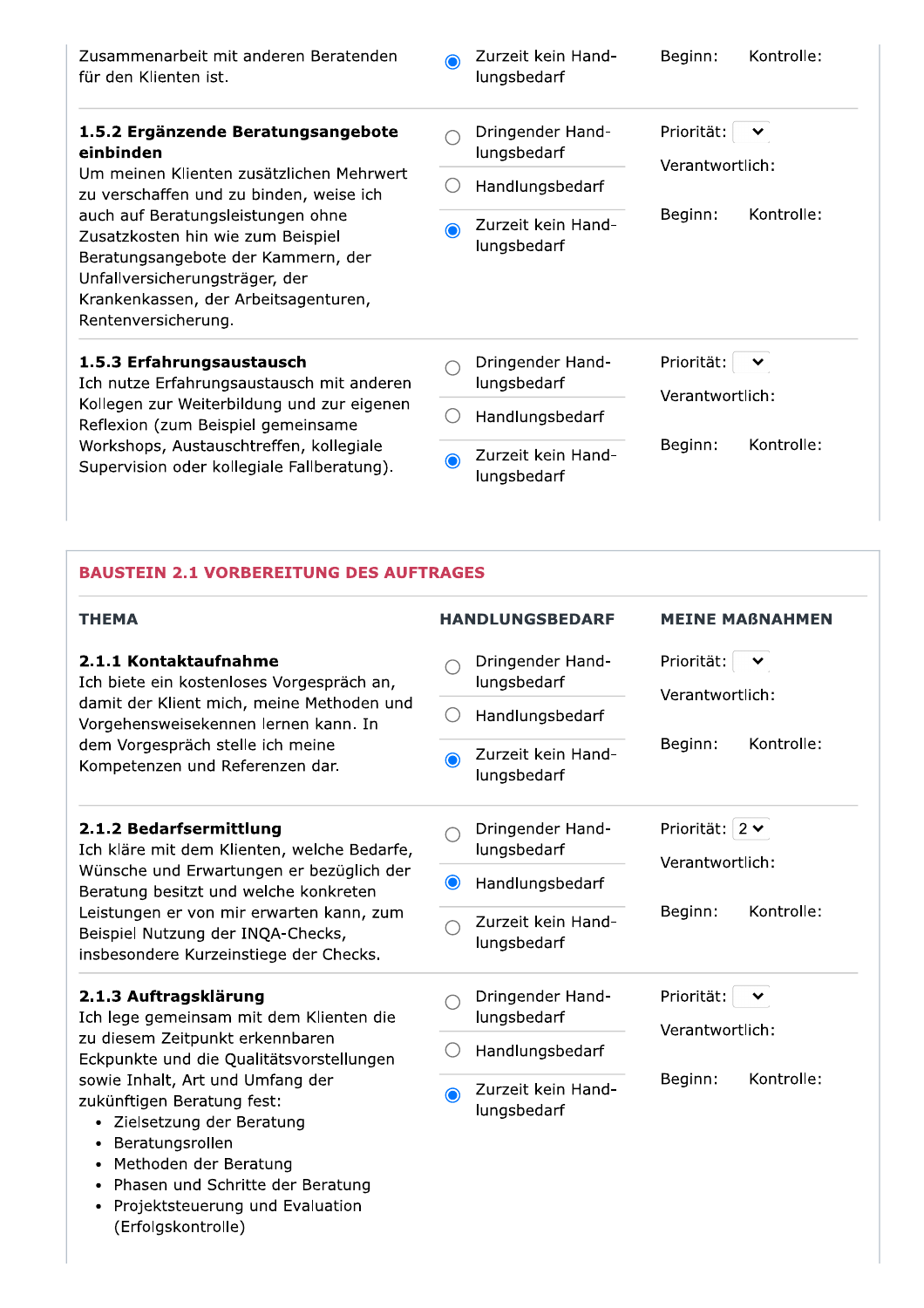| THEMA | HANDLUNGSBEDARF | MEINE MAßNAHMEN |
|---|---|---|
| Zusammenarbeit mit anderen Beratenden für den Klienten ist. | ◉ Zurzeit kein Handlungsbedarf | Beginn: Kontrolle: |
| **1.5.2 Ergänzende Beratungsangebote einbinden**<br>Um meinen Klienten zusätzlichen Mehrwert zu verschaffen und zu binden, weise ich auch auf Beratungsleistungen ohne Zusatzkosten hin wie zum Beispiel Beratungsangebote der Kammern, der Unfallversicherungsträger, der Krankenkassen, der Arbeitsagenturen, Rentenversicherung. | ○ Dringender Handlungsbedarf<br>○ Handlungsbedarf<br>◉ Zurzeit kein Handlungsbedarf | Priorität:<br>Verantwortlich:<br>Beginn: Kontrolle: |
| **1.5.3 Erfahrungsaustausch**<br>Ich nutze Erfahrungsaustausch mit anderen Kollegen zur Weiterbildung und zur eigenen Reflexion (zum Beispiel gemeinsame Workshops, Austauschtreffen, kollegiale Supervision oder kollegiale Fallberatung). | ○ Dringender Handlungsbedarf<br>○ Handlungsbedarf<br>◉ Zurzeit kein Handlungsbedarf | Priorität:<br>Verantwortlich:<br>Beginn: Kontrolle: |

## BAUSTEIN 2.1 VORBEREITUNG DES AUFTRAGES

| THEMA | HANDLUNGSBEDARF | MEINE MAßNAHMEN |
|---|---|---|
| **2.1.1 Kontaktaufnahme**<br>Ich biete ein kostenloses Vorgespräch an, damit der Klient mich, meine Methoden und Vorgehensweisekennen lernen kann. In dem Vorgespräch stelle ich meine Kompetenzen und Referenzen dar. | ○ Dringender Handlungsbedarf<br>○ Handlungsbedarf<br>◉ Zurzeit kein Handlungsbedarf | Priorität:<br>Verantwortlich:<br>Beginn: Kontrolle: |
| **2.1.2 Bedarfsermittlung**<br>Ich kläre mit dem Klienten, welche Bedarfe, Wünsche und Erwartungen er bezüglich der Beratung besitzt und welche konkreten Leistungen er von mir erwarten kann, zum Beispiel Nutzung der INQA-Checks, insbesondere Kurzeinstiege der Checks. | ○ Dringender Handlungsbedarf<br>◉ Handlungsbedarf<br>○ Zurzeit kein Handlungsbedarf | Priorität: 2<br>Verantwortlich:<br>Beginn: Kontrolle: |
| **2.1.3 Auftragsklärung**<br>Ich lege gemeinsam mit dem Klienten die zu diesem Zeitpunkt erkennbaren Eckpunkte und die Qualitätsvorstellungen sowie Inhalt, Art und Umfang der zukünftigen Beratung fest:<br>• Zielsetzung der Beratung<br>• Beratungsrollen<br>• Methoden der Beratung<br>• Phasen und Schritte der Beratung<br>• Projektsteuerung und Evaluation (Erfolgskontrolle) | ○ Dringender Handlungsbedarf<br>○ Handlungsbedarf<br>◉ Zurzeit kein Handlungsbedarf | Priorität:<br>Verantwortlich:<br>Beginn: Kontrolle: |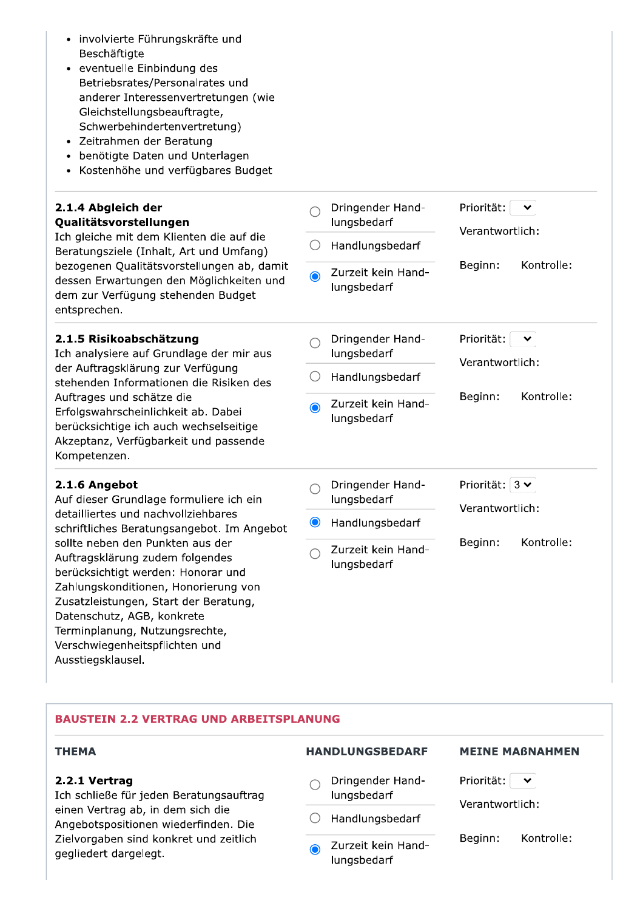- involvierte Führungskräfte und Beschäftigte
- eventuelle Einbindung des Betriebsrates/Personalrates und anderer Interessenvertretungen (wie Gleichstellungsbeauftragte, Schwerbehindertenvertretung)
- Zeitrahmen der Beratung
- benötigte Daten und Unterlagen
- Kostenhöhe und verfügbares Budget

| Thema | Handlungsbedarf | Meine Maßnahmen |
|---|---|---|
| **2.1.4 Abgleich der Qualitätsvorstellungen** Ich gleiche mit dem Klienten die auf die Beratungsziele (Inhalt, Art und Umfang) bezogenen Qualitätsvorstellungen ab, damit dessen Erwartungen den Möglichkeiten und dem zur Verfügung stehenden Budget entsprechen. | ○ Dringender Handlungsbedarf<br>○ Handlungsbedarf<br>◉ Zurzeit kein Handlungsbedarf | Priorität:<br>Verantwortlich:<br>Beginn: Kontrolle: |
| **2.1.5 Risikoabschätzung** Ich analysiere auf Grundlage der mir aus der Auftragsklärung zur Verfügung stehenden Informationen die Risiken des Auftrages und schätze die Erfolgswahrscheinlichkeit ab. Dabei berücksichtige ich auch wechselseitige Akzeptanz, Verfügbarkeit und passende Kompetenzen. | ○ Dringender Handlungsbedarf<br>○ Handlungsbedarf<br>◉ Zurzeit kein Handlungsbedarf | Priorität:<br>Verantwortlich:<br>Beginn: Kontrolle: |
| **2.1.6 Angebot** Auf dieser Grundlage formuliere ich ein detailliertes und nachvollziehbares schriftliches Beratungsangebot. Im Angebot sollte neben den Punkten aus der Auftragsklärung zudem folgendes berücksichtigt werden: Honorar und Zahlungskonditionen, Honorierung von Zusatzleistungen, Start der Beratung, Datenschutz, AGB, konkrete Terminplanung, Nutzungsrechte, Verschwiegenheitspflichten und Ausstiegsklausel. | ○ Dringender Handlungsbedarf<br>◉ Handlungsbedarf<br>○ Zurzeit kein Handlungsbedarf | Priorität: 3<br>Verantwortlich:<br>Beginn: Kontrolle: |

## BAUSTEIN 2.2 VERTRAG UND ARBEITSPLANUNG

| THEMA | HANDLUNGSBEDARF | MEINE MASSNAHMEN |
|---|---|---|
| **2.2.1 Vertrag** Ich schließe für jeden Beratungsauftrag einen Vertrag ab, in dem sich die Angebotspositionen wiederfinden. Die Zielvorgaben sind konkret und zeitlich gegliedert dargelegt. | ○ Dringender Handlungsbedarf<br>○ Handlungsbedarf<br>◉ Zurzeit kein Handlungsbedarf | Priorität:<br>Verantwortlich:<br>Beginn: Kontrolle: |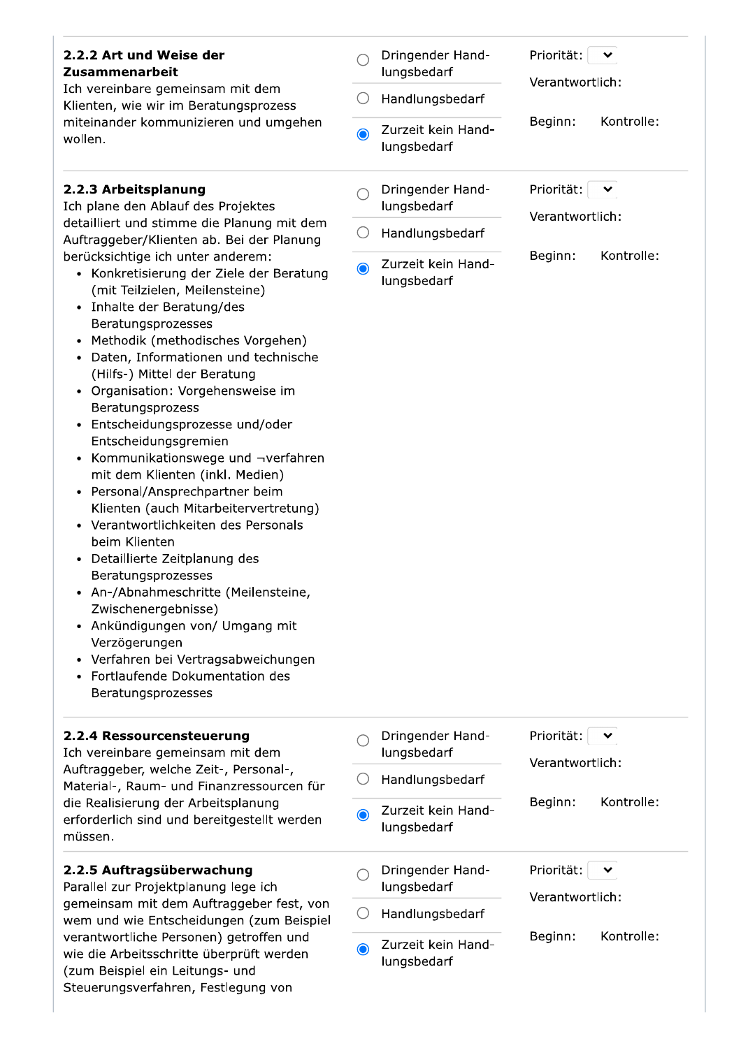**2.2.2 Art und Weise der Zusammenarbeit**
Ich vereinbare gemeinsam mit dem Klienten, wie wir im Beratungsprozess miteinander kommunizieren und umgehen wollen.

- ○ Dringender Handlungsbedarf
- ○ Handlungsbedarf
- ◉ Zurzeit kein Handlungsbedarf

Priorität:
Verantwortlich:
Beginn: Kontrolle:

---

**2.2.3 Arbeitsplanung**
Ich plane den Ablauf des Projektes detailliert und stimme die Planung mit dem Auftraggeber/Klienten ab. Bei der Planung berücksichtige ich unter anderem:

- Konkretisierung der Ziele der Beratung (mit Teilzielen, Meilensteine)
- Inhalte der Beratung/des Beratungsprozesses
- Methodik (methodisches Vorgehen)
- Daten, Informationen und technische (Hilfs-) Mittel der Beratung
- Organisation: Vorgehensweise im Beratungsprozess
- Entscheidungsprozesse und/oder Entscheidungsgremien
- Kommunikationswege und ¬verfahren mit dem Klienten (inkl. Medien)
- Personal/Ansprechpartner beim Klienten (auch Mitarbeitervertretung)
- Verantwortlichkeiten des Personals beim Klienten
- Detaillierte Zeitplanung des Beratungsprozesses
- An-/Abnahmeschritte (Meilensteine, Zwischenergebnisse)
- Ankündigungen von/ Umgang mit Verzögerungen
- Verfahren bei Vertragsabweichungen
- Fortlaufende Dokumentation des Beratungsprozesses

- ○ Dringender Handlungsbedarf
- ○ Handlungsbedarf
- ◉ Zurzeit kein Handlungsbedarf

Priorität:
Verantwortlich:
Beginn: Kontrolle:

---

**2.2.4 Ressourcensteuerung**
Ich vereinbare gemeinsam mit dem Auftraggeber, welche Zeit-, Personal-, Material-, Raum- und Finanzressourcen für die Realisierung der Arbeitsplanung erforderlich sind und bereitgestellt werden müssen.

- ○ Dringender Handlungsbedarf
- ○ Handlungsbedarf
- ◉ Zurzeit kein Handlungsbedarf

Priorität:
Verantwortlich:
Beginn: Kontrolle:

---

**2.2.5 Auftragsüberwachung**
Parallel zur Projektplanung lege ich gemeinsam mit dem Auftraggeber fest, von wem und wie Entscheidungen (zum Beispiel verantwortliche Personen) getroffen und wie die Arbeitsschritte überprüft werden (zum Beispiel ein Leitungs- und Steuerungsverfahren, Festlegung von

- ○ Dringender Handlungsbedarf
- ○ Handlungsbedarf
- ◉ Zurzeit kein Handlungsbedarf

Priorität:
Verantwortlich:
Beginn: Kontrolle: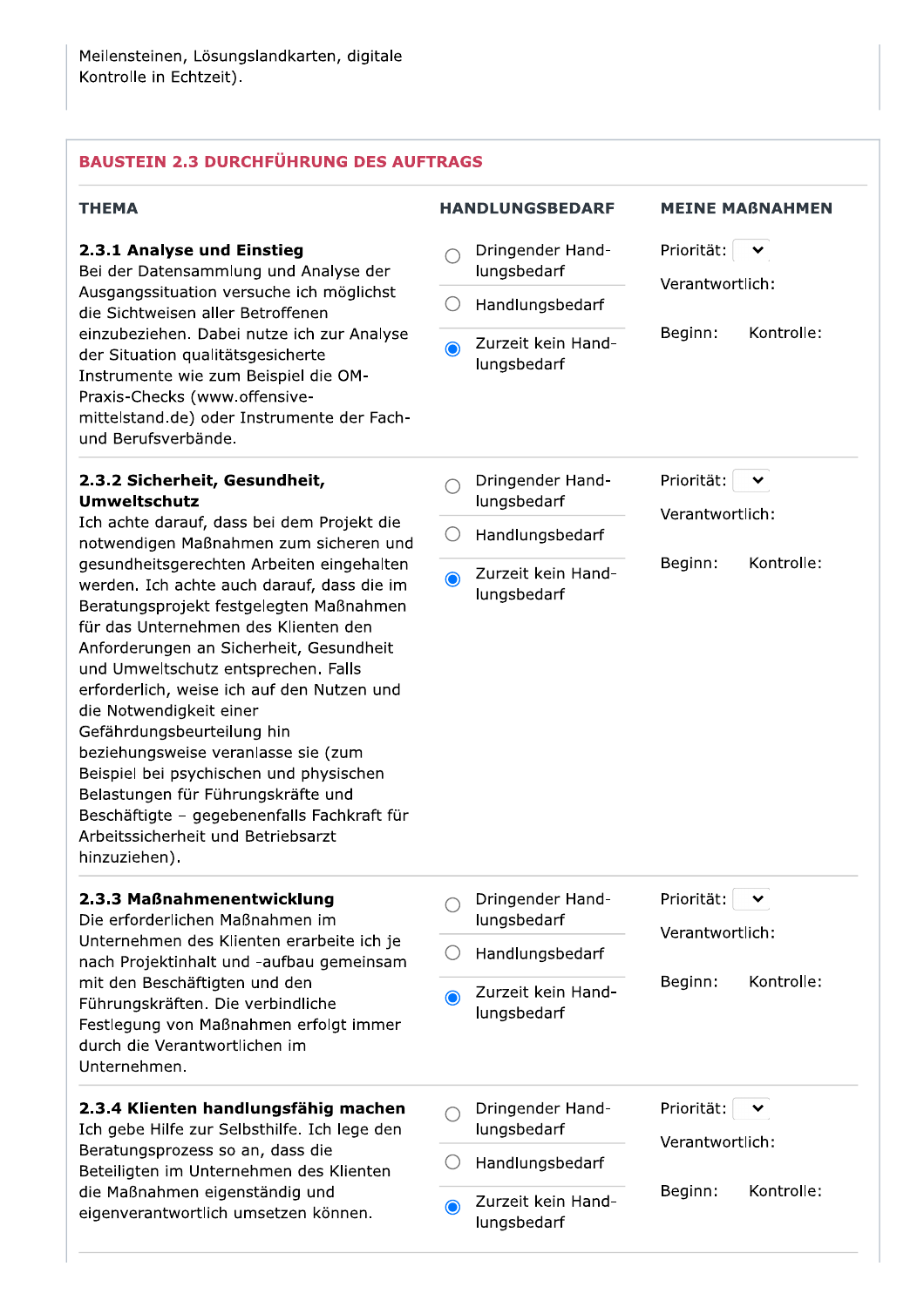Meilensteinen, Lösungslandkarten, digitale Kontrolle in Echtzeit).

## BAUSTEIN 2.3 DURCHFÜHRUNG DES AUFTRAGS

| THEMA | HANDLUNGSBEDARF | MEINE MAßNAHMEN |
|---|---|---|
| **2.3.1 Analyse und Einstieg**<br>Bei der Datensammlung und Analyse der Ausgangssituation versuche ich möglichst die Sichtweisen aller Betroffenen einzubeziehen. Dabei nutze ich zur Analyse der Situation qualitätsgesicherte Instrumente wie zum Beispiel die OM-Praxis-Checks (www.offensive-mittelstand.de) oder Instrumente der Fach- und Berufsverbände. | ○ Dringender Handlungsbedarf<br>○ Handlungsbedarf<br>● Zurzeit kein Handlungsbedarf | Priorität:<br>Verantwortlich:<br>Beginn: Kontrolle: |
| **2.3.2 Sicherheit, Gesundheit, Umweltschutz**<br>Ich achte darauf, dass bei dem Projekt die notwendigen Maßnahmen zum sicheren und gesundheitsgerechten Arbeiten eingehalten werden. Ich achte auch darauf, dass die im Beratungsprojekt festgelegten Maßnahmen für das Unternehmen des Klienten den Anforderungen an Sicherheit, Gesundheit und Umweltschutz entsprechen. Falls erforderlich, weise ich auf den Nutzen und die Notwendigkeit einer Gefährdungsbeurteilung hin beziehungsweise veranlasse sie (zum Beispiel bei psychischen und physischen Belastungen für Führungskräfte und Beschäftigte – gegebenenfalls Fachkraft für Arbeitssicherheit und Betriebsarzt hinzuziehen). | ○ Dringender Handlungsbedarf<br>○ Handlungsbedarf<br>● Zurzeit kein Handlungsbedarf | Priorität:<br>Verantwortlich:<br>Beginn: Kontrolle: |
| **2.3.3 Maßnahmenentwicklung**<br>Die erforderlichen Maßnahmen im Unternehmen des Klienten erarbeite ich je nach Projektinhalt und -aufbau gemeinsam mit den Beschäftigten und den Führungskräften. Die verbindliche Festlegung von Maßnahmen erfolgt immer durch die Verantwortlichen im Unternehmen. | ○ Dringender Handlungsbedarf<br>○ Handlungsbedarf<br>● Zurzeit kein Handlungsbedarf | Priorität:<br>Verantwortlich:<br>Beginn: Kontrolle: |
| **2.3.4 Klienten handlungsfähig machen**<br>Ich gebe Hilfe zur Selbsthilfe. Ich lege den Beratungsprozess so an, dass die Beteiligten im Unternehmen des Klienten die Maßnahmen eigenständig und eigenverantwortlich umsetzen können. | ○ Dringender Handlungsbedarf<br>○ Handlungsbedarf<br>● Zurzeit kein Handlungsbedarf | Priorität:<br>Verantwortlich:<br>Beginn: Kontrolle: |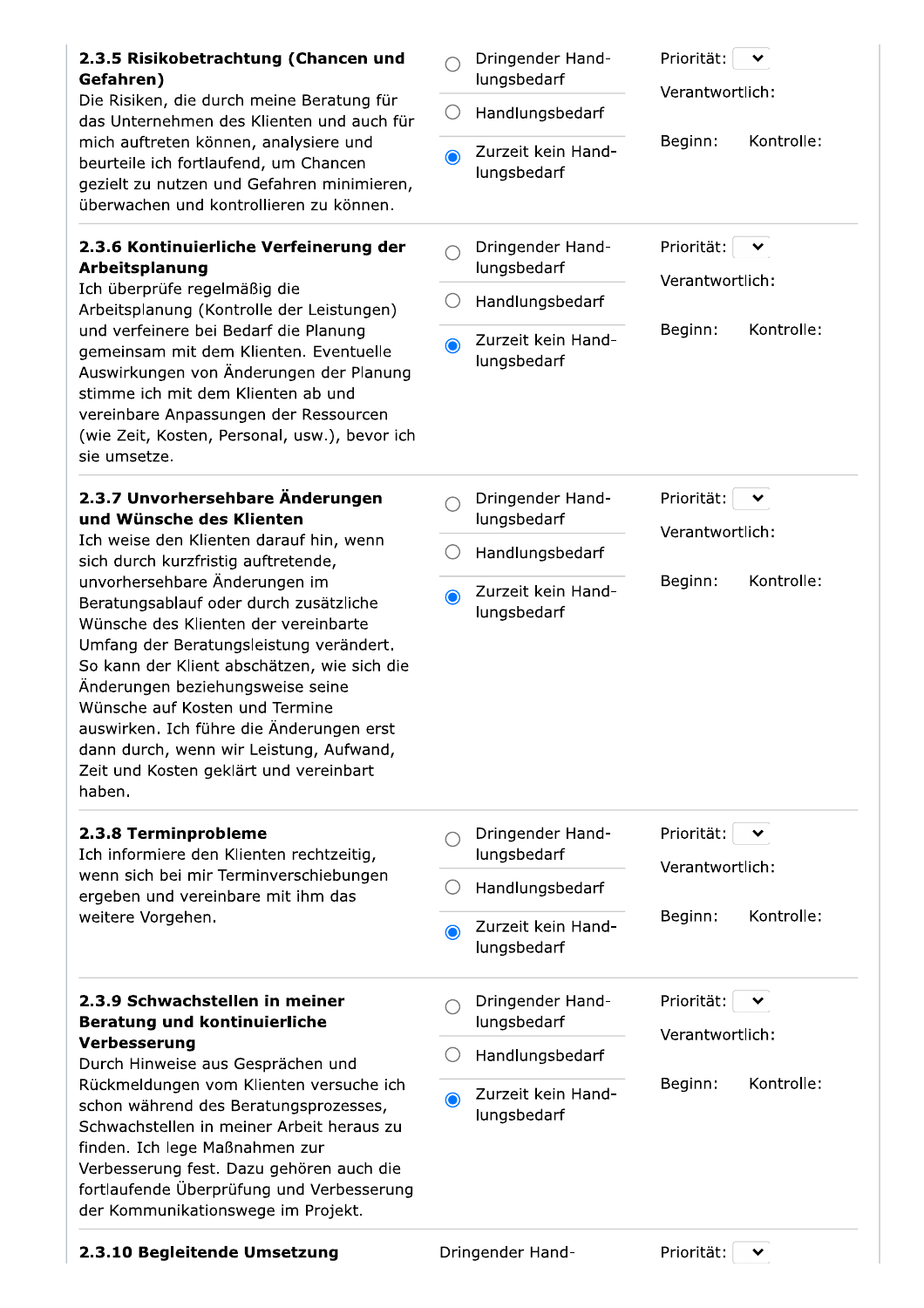| Bereich | Handlungsbedarf | Planung |
|---|---|---|
| **2.3.5 Risikobetrachtung (Chancen und Gefahren)**<br>Die Risiken, die durch meine Beratung für das Unternehmen des Klienten und auch für mich auftreten können, analysiere und beurteile ich fortlaufend, um Chancen gezielt zu nutzen und Gefahren minimieren, überwachen und kontrollieren zu können. | ○ Dringender Handlungsbedarf<br>○ Handlungsbedarf<br>◉ Zurzeit kein Handlungsbedarf | Priorität:<br>Verantwortlich:<br>Beginn: Kontrolle: |
| **2.3.6 Kontinuierliche Verfeinerung der Arbeitsplanung**<br>Ich überprüfe regelmäßig die Arbeitsplanung (Kontrolle der Leistungen) und verfeinere bei Bedarf die Planung gemeinsam mit dem Klienten. Eventuelle Auswirkungen von Änderungen der Planung stimme ich mit dem Klienten ab und vereinbare Anpassungen der Ressourcen (wie Zeit, Kosten, Personal, usw.), bevor ich sie umsetze. | ○ Dringender Handlungsbedarf<br>○ Handlungsbedarf<br>◉ Zurzeit kein Handlungsbedarf | Priorität:<br>Verantwortlich:<br>Beginn: Kontrolle: |
| **2.3.7 Unvorhersehbare Änderungen und Wünsche des Klienten**<br>Ich weise den Klienten darauf hin, wenn sich durch kurzfristig auftretende, unvorhersehbare Änderungen im Beratungsablauf oder durch zusätzliche Wünsche des Klienten der vereinbarte Umfang der Beratungsleistung verändert. So kann der Klient abschätzen, wie sich die Änderungen beziehungsweise seine Wünsche auf Kosten und Termine auswirken. Ich führe die Änderungen erst dann durch, wenn wir Leistung, Aufwand, Zeit und Kosten geklärt und vereinbart haben. | ○ Dringender Handlungsbedarf<br>○ Handlungsbedarf<br>◉ Zurzeit kein Handlungsbedarf | Priorität:<br>Verantwortlich:<br>Beginn: Kontrolle: |
| **2.3.8 Terminprobleme**<br>Ich informiere den Klienten rechtzeitig, wenn sich bei mir Terminverschiebungen ergeben und vereinbare mit ihm das weitere Vorgehen. | ○ Dringender Handlungsbedarf<br>○ Handlungsbedarf<br>◉ Zurzeit kein Handlungsbedarf | Priorität:<br>Verantwortlich:<br>Beginn: Kontrolle: |
| **2.3.9 Schwachstellen in meiner Beratung und kontinuierliche Verbesserung**<br>Durch Hinweise aus Gesprächen und Rückmeldungen vom Klienten versuche ich schon während des Beratungsprozesses, Schwachstellen in meiner Arbeit heraus zu finden. Ich lege Maßnahmen zur Verbesserung fest. Dazu gehören auch die fortlaufende Überprüfung und Verbesserung der Kommunikationswege im Projekt. | ○ Dringender Handlungsbedarf<br>○ Handlungsbedarf<br>◉ Zurzeit kein Handlungsbedarf | Priorität:<br>Verantwortlich:<br>Beginn: Kontrolle: |
| **2.3.10 Begleitende Umsetzung** | Dringender Hand- | Priorität: |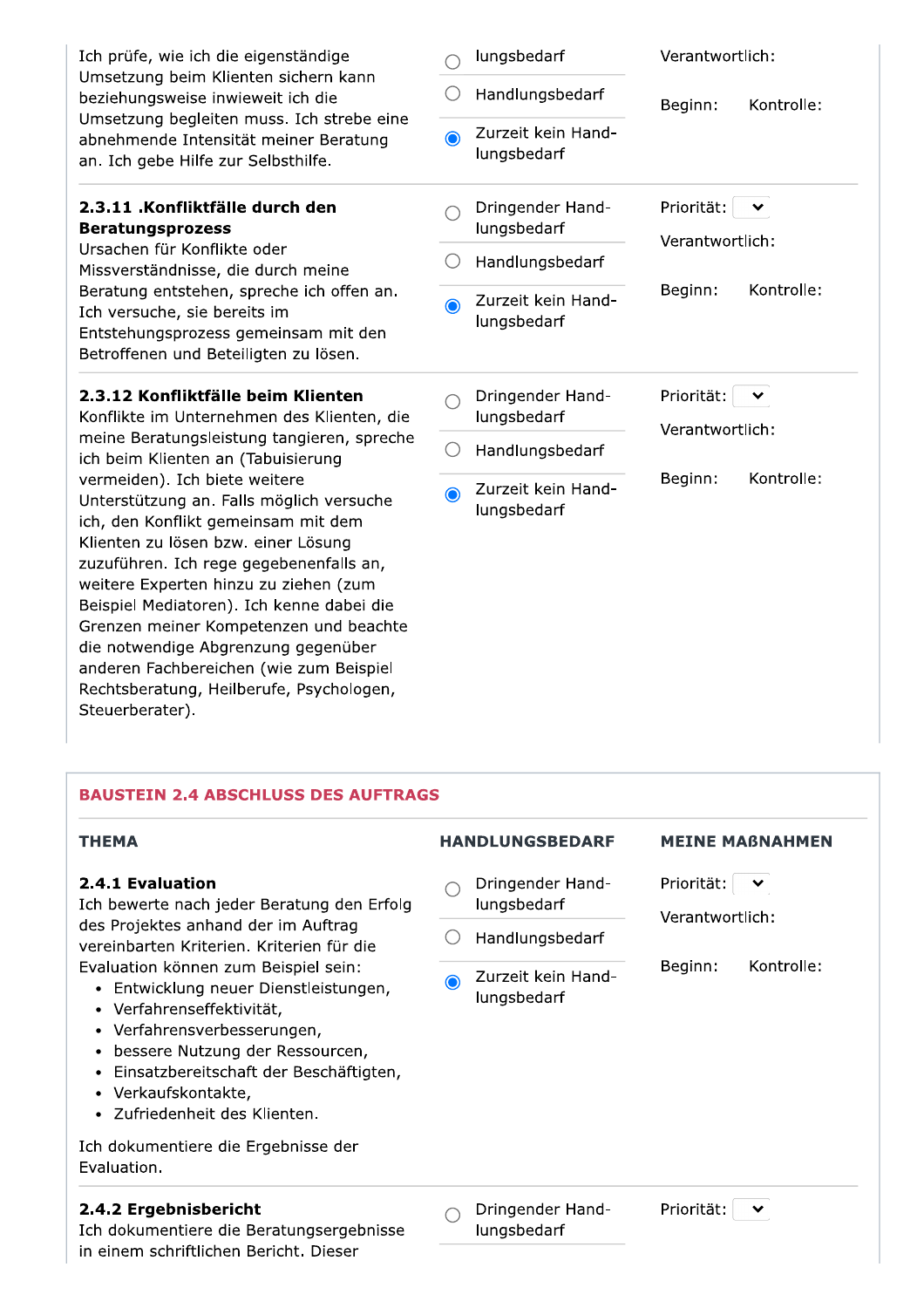| | | |
|---|---|---|
| Ich prüfe, wie ich die eigenständige Umsetzung beim Klienten sichern kann beziehungsweise inwieweit ich die Umsetzung begleiten muss. Ich strebe eine abnehmende Intensität meiner Beratung an. Ich gebe Hilfe zur Selbsthilfe. | ○ lungsbedarf<br>○ Handlungsbedarf<br>◉ Zurzeit kein Handlungsbedarf | Verantwortlich:<br>Beginn: Kontrolle: |
| **2.3.11 .Konfliktfälle durch den Beratungsprozess**<br>Ursachen für Konflikte oder Missverständnisse, die durch meine Beratung entstehen, spreche ich offen an. Ich versuche, sie bereits im Entstehungsprozess gemeinsam mit den Betroffenen und Beteiligten zu lösen. | ○ Dringender Handlungsbedarf<br>○ Handlungsbedarf<br>◉ Zurzeit kein Handlungsbedarf | Priorität:<br>Verantwortlich:<br>Beginn: Kontrolle: |
| **2.3.12 Konfliktfälle beim Klienten**<br>Konflikte im Unternehmen des Klienten, die meine Beratungsleistung tangieren, spreche ich beim Klienten an (Tabuisierung vermeiden). Ich biete weitere Unterstützung an. Falls möglich versuche ich, den Konflikt gemeinsam mit dem Klienten zu lösen bzw. einer Lösung zuzuführen. Ich rege gegebenenfalls an, weitere Experten hinzu zu ziehen (zum Beispiel Mediatoren). Ich kenne dabei die Grenzen meiner Kompetenzen und beachte die notwendige Abgrenzung gegenüber anderen Fachbereichen (wie zum Beispiel Rechtsberatung, Heilberufe, Psychologen, Steuerberater). | ○ Dringender Handlungsbedarf<br>○ Handlungsbedarf<br>◉ Zurzeit kein Handlungsbedarf | Priorität:<br>Verantwortlich:<br>Beginn: Kontrolle: |

## BAUSTEIN 2.4 ABSCHLUSS DES AUFTRAGS

| THEMA | HANDLUNGSBEDARF | MEINE MAßNAHMEN |
|---|---|---|
| **2.4.1 Evaluation**<br>Ich bewerte nach jeder Beratung den Erfolg des Projektes anhand der im Auftrag vereinbarten Kriterien. Kriterien für die Evaluation können zum Beispiel sein:<br>• Entwicklung neuer Dienstleistungen,<br>• Verfahrenseffektivität,<br>• Verfahrensverbesserungen,<br>• bessere Nutzung der Ressourcen,<br>• Einsatzbereitschaft der Beschäftigten,<br>• Verkaufskontakte,<br>• Zufriedenheit des Klienten.<br><br>Ich dokumentiere die Ergebnisse der Evaluation. | ○ Dringender Handlungsbedarf<br>○ Handlungsbedarf<br>◉ Zurzeit kein Handlungsbedarf | Priorität:<br>Verantwortlich:<br>Beginn: Kontrolle: |
| **2.4.2 Ergebnisbericht**<br>Ich dokumentiere die Beratungsergebnisse in einem schriftlichen Bericht. Dieser | ○ Dringender Handlungsbedarf | Priorität: |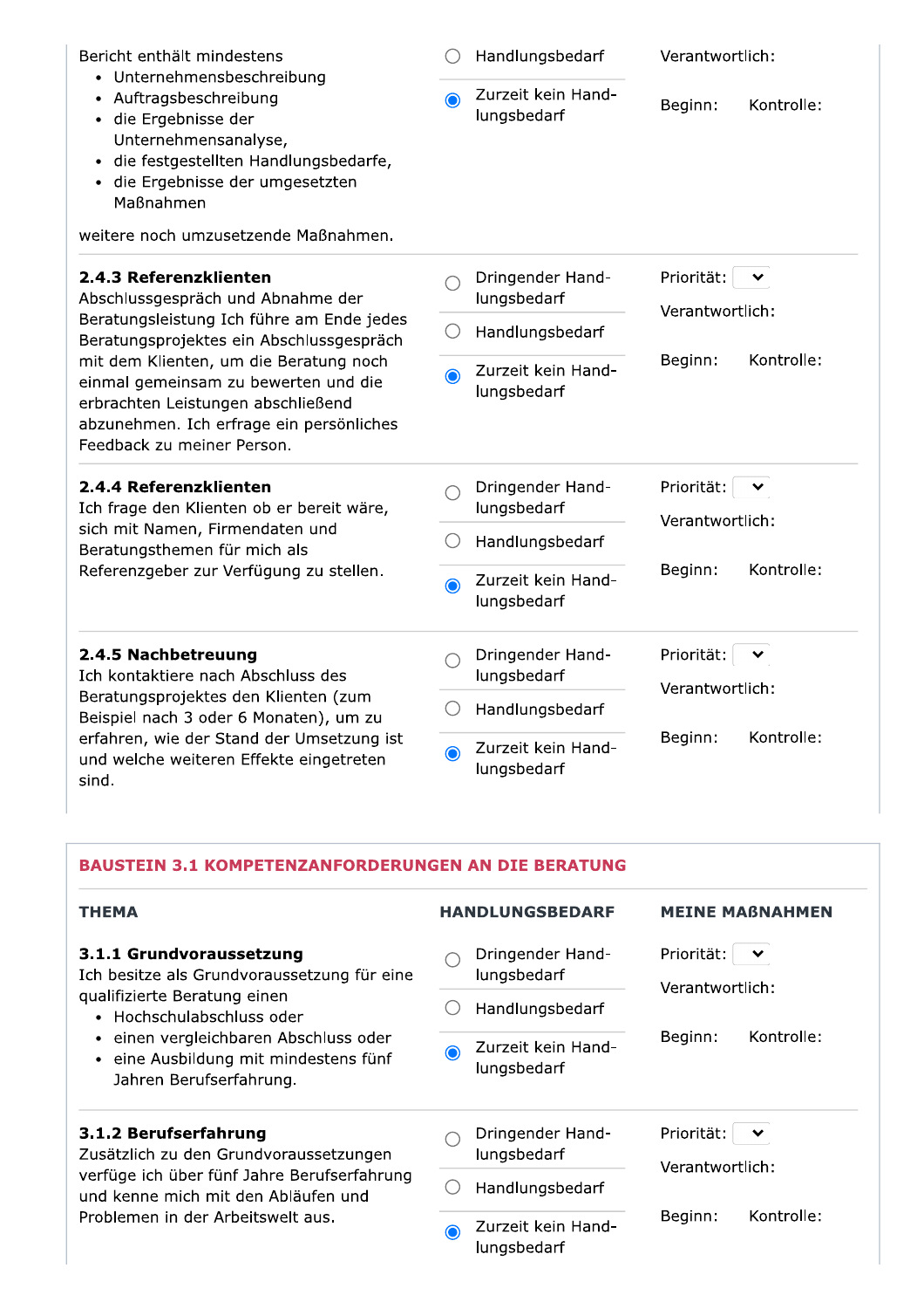| | | |
|---|---|---|
| Bericht enthält mindestens<br>• Unternehmensbeschreibung<br>• Auftragsbeschreibung<br>• die Ergebnisse der Unternehmensanalyse,<br>• die festgestellten Handlungsbedarfe,<br>• die Ergebnisse der umgesetzten Maßnahmen<br><br>weitere noch umzusetzende Maßnahmen. | ○ Handlungsbedarf<br>◉ Zurzeit kein Handlungsbedarf | Verantwortlich:<br>Beginn: Kontrolle: |
| **2.4.3 Referenzklienten**<br>Abschlussgespräch und Abnahme der Beratungsleistung Ich führe am Ende jedes Beratungsprojektes ein Abschlussgespräch mit dem Klienten, um die Beratung noch einmal gemeinsam zu bewerten und die erbrachten Leistungen abschließend abzunehmen. Ich erfrage ein persönliches Feedback zu meiner Person. | ○ Dringender Handlungsbedarf<br>○ Handlungsbedarf<br>◉ Zurzeit kein Handlungsbedarf | Priorität:<br>Verantwortlich:<br>Beginn: Kontrolle: |
| **2.4.4 Referenzklienten**<br>Ich frage den Klienten ob er bereit wäre, sich mit Namen, Firmendaten und Beratungsthemen für mich als Referenzgeber zur Verfügung zu stellen. | ○ Dringender Handlungsbedarf<br>○ Handlungsbedarf<br>◉ Zurzeit kein Handlungsbedarf | Priorität:<br>Verantwortlich:<br>Beginn: Kontrolle: |
| **2.4.5 Nachbetreuung**<br>Ich kontaktiere nach Abschluss des Beratungsprojektes den Klienten (zum Beispiel nach 3 oder 6 Monaten), um zu erfahren, wie der Stand der Umsetzung ist und welche weiteren Effekte eingetreten sind. | ○ Dringender Handlungsbedarf<br>○ Handlungsbedarf<br>◉ Zurzeit kein Handlungsbedarf | Priorität:<br>Verantwortlich:<br>Beginn: Kontrolle: |

## BAUSTEIN 3.1 KOMPETENZANFORDERUNGEN AN DIE BERATUNG

| THEMA | HANDLUNGSBEDARF | MEINE MAẞNAHMEN |
|---|---|---|
| **3.1.1 Grundvoraussetzung**<br>Ich besitze als Grundvoraussetzung für eine qualifizierte Beratung einen<br>• Hochschulabschluss oder<br>• einen vergleichbaren Abschluss oder<br>• eine Ausbildung mit mindestens fünf Jahren Berufserfahrung. | ○ Dringender Handlungsbedarf<br>○ Handlungsbedarf<br>◉ Zurzeit kein Handlungsbedarf | Priorität:<br>Verantwortlich:<br>Beginn: Kontrolle: |
| **3.1.2 Berufserfahrung**<br>Zusätzlich zu den Grundvoraussetzungen verfüge ich über fünf Jahre Berufserfahrung und kenne mich mit den Abläufen und Problemen in der Arbeitswelt aus. | ○ Dringender Handlungsbedarf<br>○ Handlungsbedarf<br>◉ Zurzeit kein Handlungsbedarf | Priorität:<br>Verantwortlich:<br>Beginn: Kontrolle: |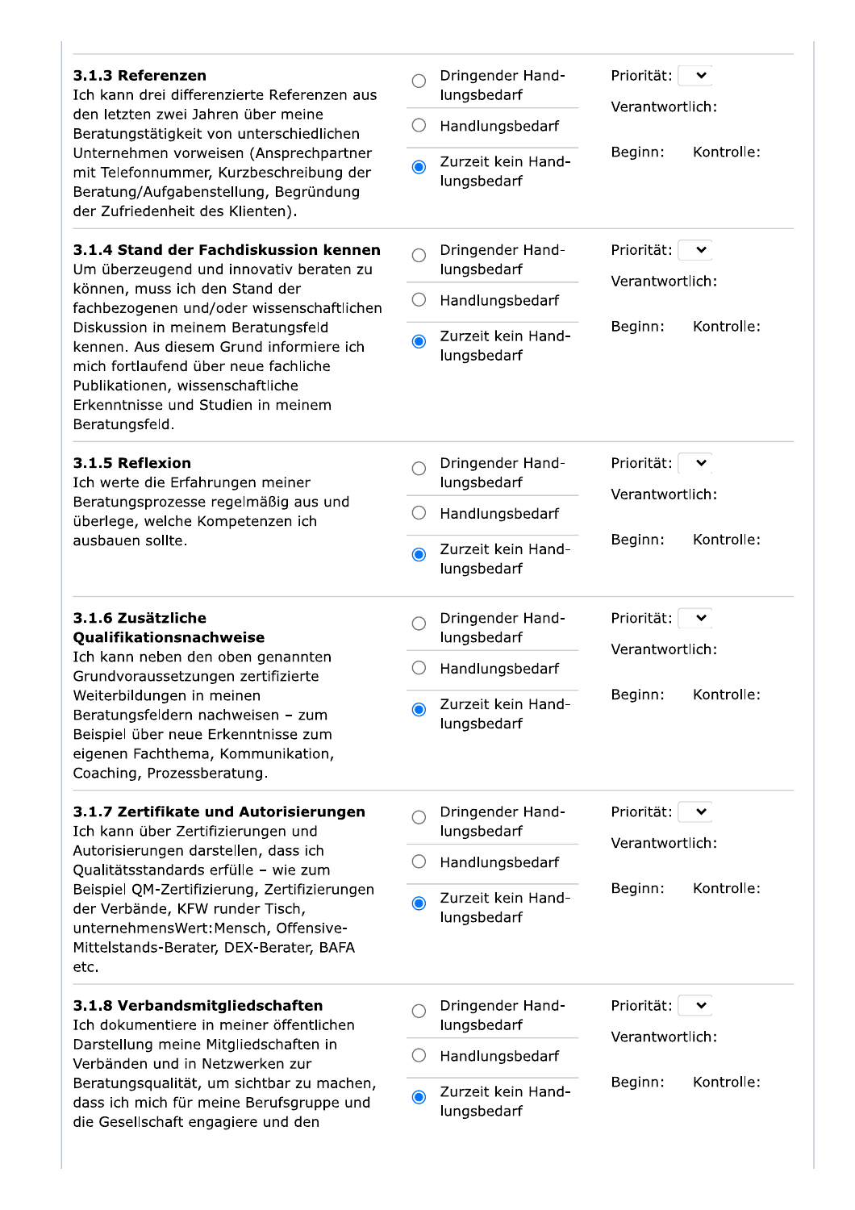| | | |
|---|---|---|
| **3.1.3 Referenzen**<br>Ich kann drei differenzierte Referenzen aus den letzten zwei Jahren über meine Beratungstätigkeit von unterschiedlichen Unternehmen vorweisen (Ansprechpartner mit Telefonnummer, Kurzbeschreibung der Beratung/Aufgabenstellung, Begründung der Zufriedenheit des Klienten). | ○ Dringender Handlungsbedarf<br>○ Handlungsbedarf<br>◉ Zurzeit kein Handlungsbedarf | Priorität:<br>Verantwortlich:<br>Beginn: Kontrolle: |
| **3.1.4 Stand der Fachdiskussion kennen**<br>Um überzeugend und innovativ beraten zu können, muss ich den Stand der fachbezogenen und/oder wissenschaftlichen Diskussion in meinem Beratungsfeld kennen. Aus diesem Grund informiere ich mich fortlaufend über neue fachliche Publikationen, wissenschaftliche Erkenntnisse und Studien in meinem Beratungsfeld. | ○ Dringender Handlungsbedarf<br>○ Handlungsbedarf<br>◉ Zurzeit kein Handlungsbedarf | Priorität:<br>Verantwortlich:<br>Beginn: Kontrolle: |
| **3.1.5 Reflexion**<br>Ich werte die Erfahrungen meiner Beratungsprozesse regelmäßig aus und überlege, welche Kompetenzen ich ausbauen sollte. | ○ Dringender Handlungsbedarf<br>○ Handlungsbedarf<br>◉ Zurzeit kein Handlungsbedarf | Priorität:<br>Verantwortlich:<br>Beginn: Kontrolle: |
| **3.1.6 Zusätzliche Qualifikationsnachweise**<br>Ich kann neben den oben genannten Grundvoraussetzungen zertifizierte Weiterbildungen in meinen Beratungsfeldern nachweisen – zum Beispiel über neue Erkenntnisse zum eigenen Fachthema, Kommunikation, Coaching, Prozessberatung. | ○ Dringender Handlungsbedarf<br>○ Handlungsbedarf<br>◉ Zurzeit kein Handlungsbedarf | Priorität:<br>Verantwortlich:<br>Beginn: Kontrolle: |
| **3.1.7 Zertifikate und Autorisierungen**<br>Ich kann über Zertifizierungen und Autorisierungen darstellen, dass ich Qualitätsstandards erfülle – wie zum Beispiel QM-Zertifizierung, Zertifizierungen der Verbände, KFW runder Tisch, unternehmensWert:Mensch, Offensive-Mittelstands-Berater, DEX-Berater, BAFA etc. | ○ Dringender Handlungsbedarf<br>○ Handlungsbedarf<br>◉ Zurzeit kein Handlungsbedarf | Priorität:<br>Verantwortlich:<br>Beginn: Kontrolle: |
| **3.1.8 Verbandsmitgliedschaften**<br>Ich dokumentiere in meiner öffentlichen Darstellung meine Mitgliedschaften in Verbänden und in Netzwerken zur Beratungsqualität, um sichtbar zu machen, dass ich mich für meine Berufsgruppe und die Gesellschaft engagiere und den | ○ Dringender Handlungsbedarf<br>○ Handlungsbedarf<br>◉ Zurzeit kein Handlungsbedarf | Priorität:<br>Verantwortlich:<br>Beginn: Kontrolle: |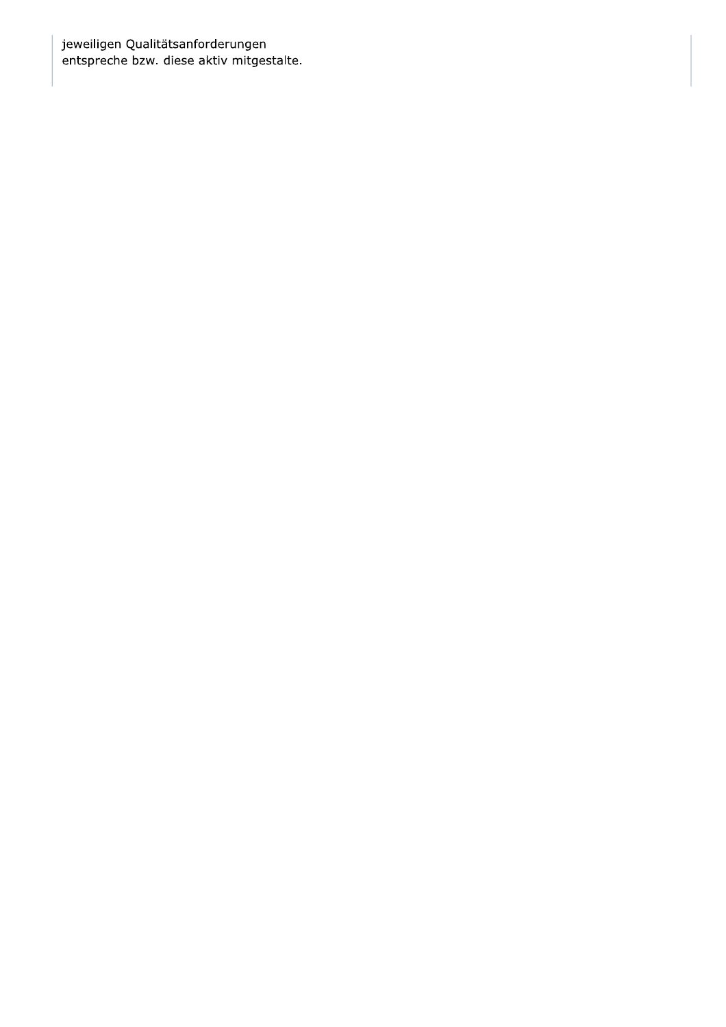jeweiligen Qualitätsanforderungen
entspreche bzw. diese aktiv mitgestalte.